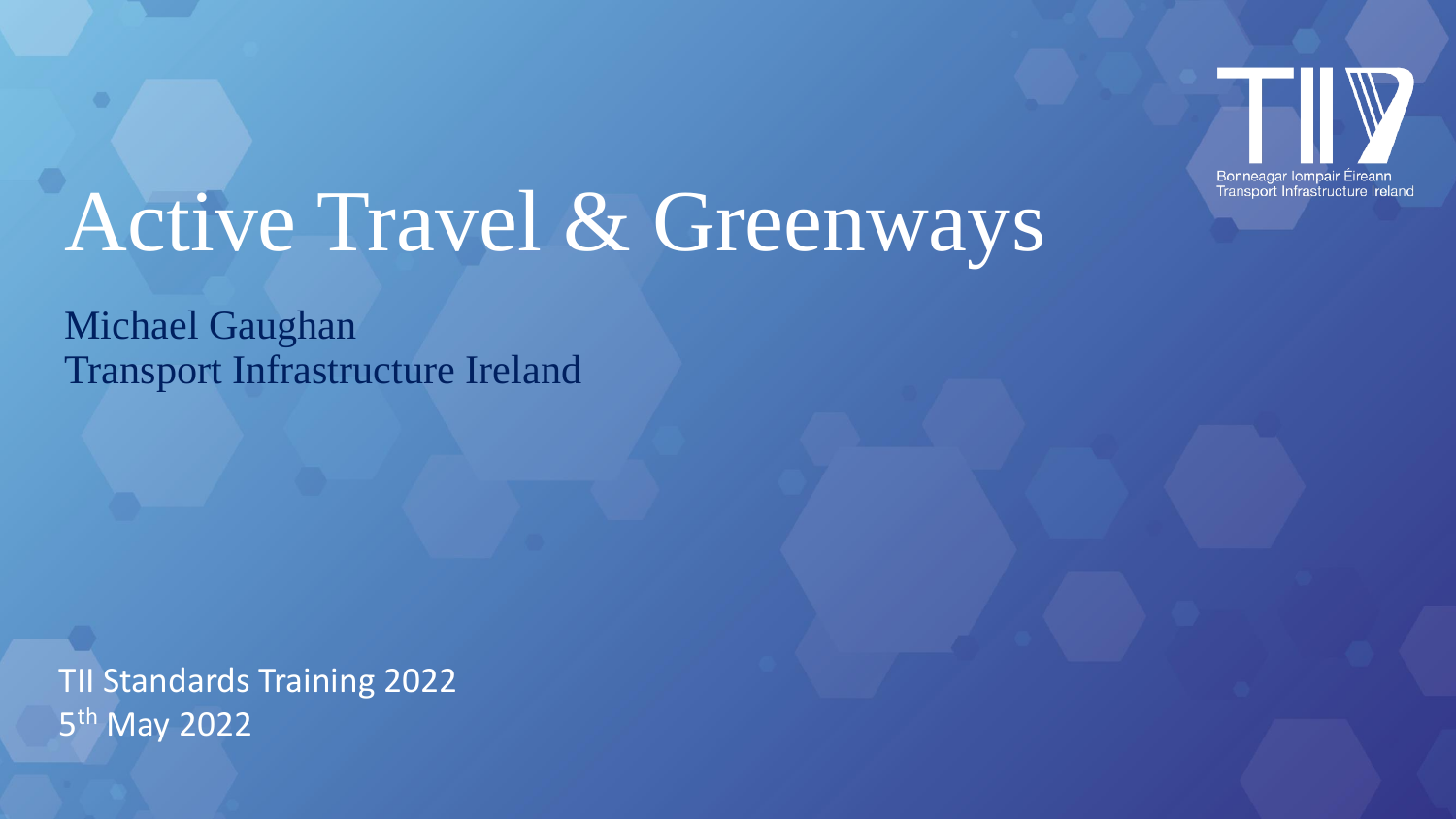Bonneagar Iompair Éireann
Transport Infrastructure Ireland

# Active Travel & Greenways

Michael Gaughan
Transport Infrastructure Ireland

TII Standards Training 2022
5th May 2022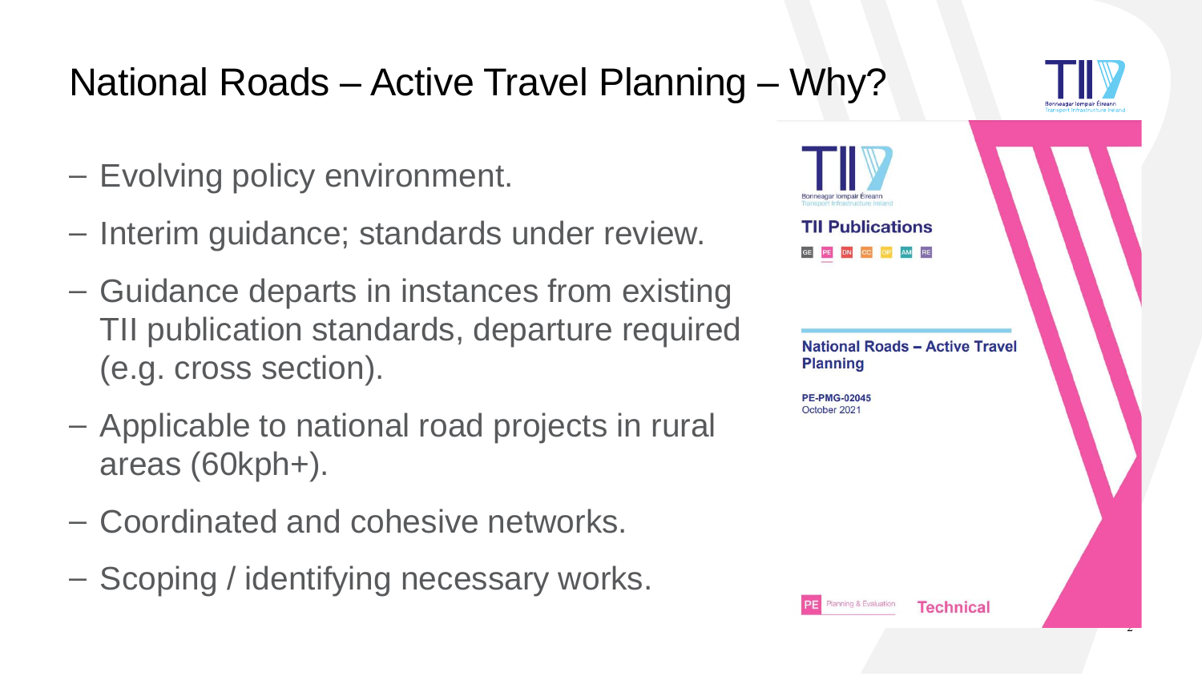# National Roads – Active Travel Planning – Why?

- Evolving policy environment.
- Interim guidance; standards under review.
- Guidance departs in instances from existing TII publication standards, departure required (e.g. cross section).
- Applicable to national road projects in rural areas (60kph+).
- Coordinated and cohesive networks.
- Scoping / identifying necessary works.

Bonneagar Iompair Éireann
Transport Infrastructure Ireland

**TII Publications**

GE PE DN CC OP AM RE

**National Roads – Active Travel Planning**

**PE-PMG-02045**
October 2021

PE Planning & Evaluation **Technical**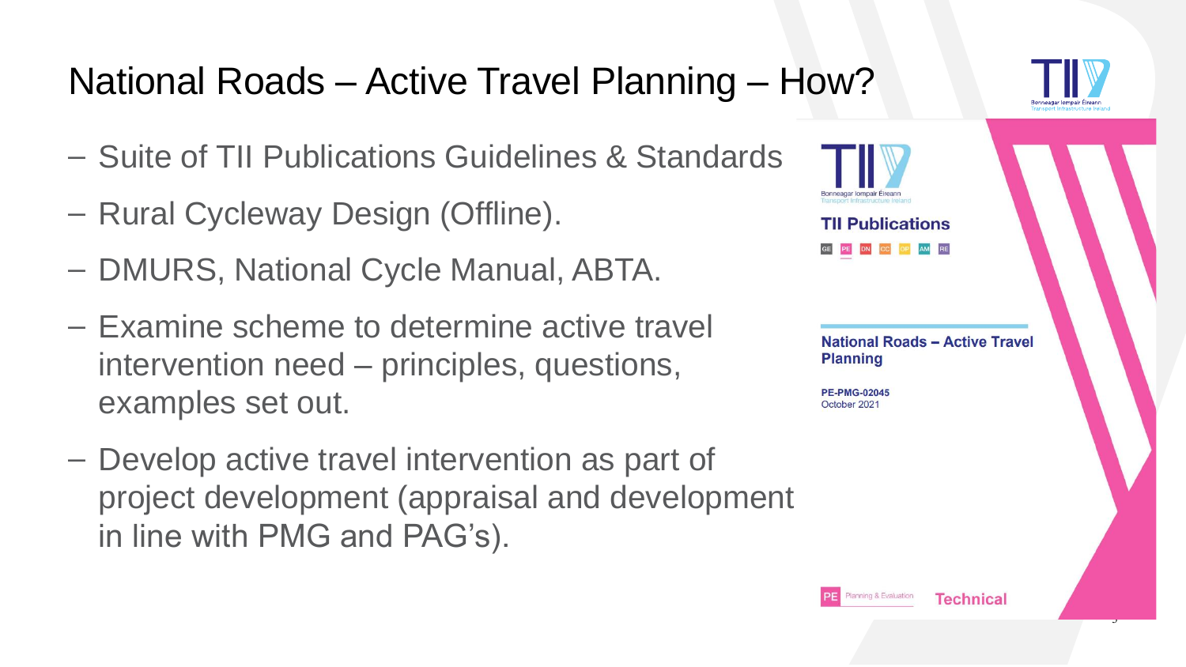# National Roads – Active Travel Planning – How?

- Suite of TII Publications Guidelines & Standards
- Rural Cycleway Design (Offline).
- DMURS, National Cycle Manual, ABTA.
- Examine scheme to determine active travel intervention need – principles, questions, examples set out.
- Develop active travel intervention as part of project development (appraisal and development in line with PMG and PAG's).

Bonneagar Iompair Éireann
Transport Infrastructure Ireland

TII Publications

GE PE DN CC OP AM RE

**National Roads – Active Travel Planning**

**PE-PMG-02045**
October 2021

PE Planning & Evaluation **Technical**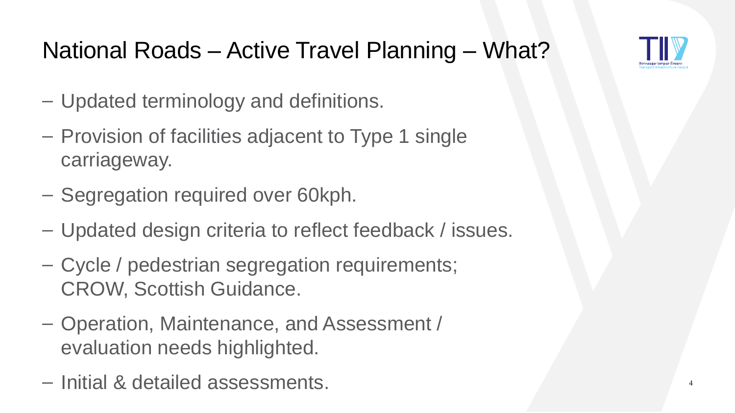# National Roads – Active Travel Planning – What?

- Updated terminology and definitions.
- Provision of facilities adjacent to Type 1 single carriageway.
- Segregation required over 60kph.
- Updated design criteria to reflect feedback / issues.
- Cycle / pedestrian segregation requirements; CROW, Scottish Guidance.
- Operation, Maintenance, and Assessment / evaluation needs highlighted.
- Initial & detailed assessments.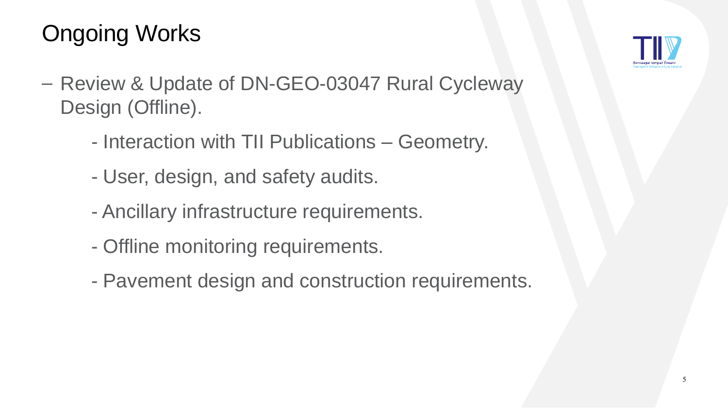# Ongoing Works

- Review & Update of DN-GEO-03047 Rural Cycleway Design (Offline).
    - Interaction with TII Publications – Geometry.
    - User, design, and safety audits.
    - Ancillary infrastructure requirements.
    - Offline monitoring requirements.
    - Pavement design and construction requirements.